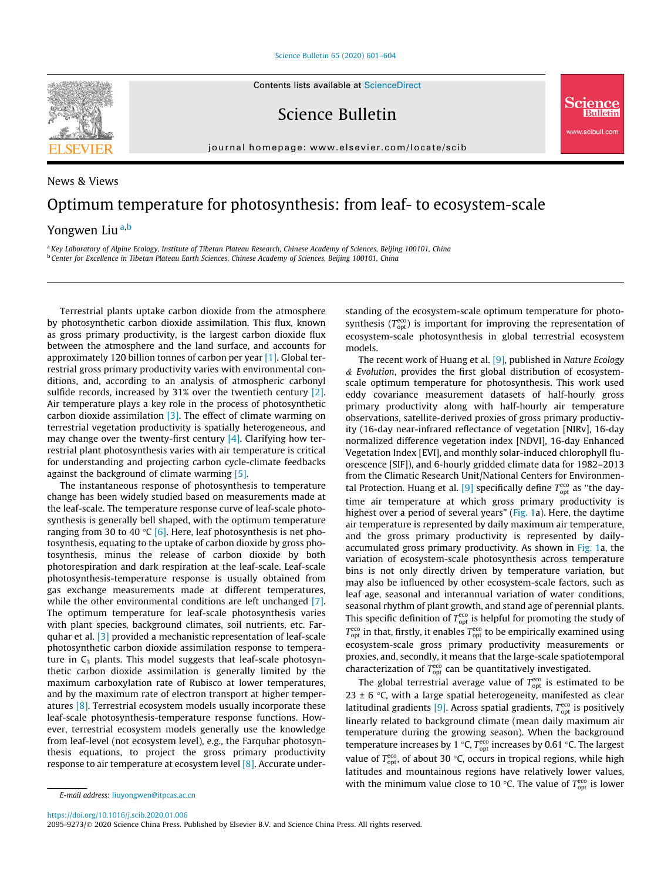News & Views

# Optimum temperature for photosynthesis: from leaf- to ecosystem-scale

Yongwen Liu [a,b]

[a] Key Laboratory of Alpine Ecology, Institute of Tibetan Plateau Research, Chinese Academy of Sciences, Beijing 100101, China
[b] Center for Excellence in Tibetan Plateau Earth Sciences, Chinese Academy of Sciences, Beijing 100101, China

Terrestrial plants uptake carbon dioxide from the atmosphere by photosynthetic carbon dioxide assimilation. This flux, known as gross primary productivity, is the largest carbon dioxide flux between the atmosphere and the land surface, and accounts for approximately 120 billion tonnes of carbon per year [1]. Global terrestrial gross primary productivity varies with environmental conditions, and, according to an analysis of atmospheric carbonyl sulfide records, increased by 31% over the twentieth century [2]. Air temperature plays a key role in the process of photosynthetic carbon dioxide assimilation [3]. The effect of climate warming on terrestrial vegetation productivity is spatially heterogeneous, and may change over the twenty-first century [4]. Clarifying how terrestrial plant photosynthesis varies with air temperature is critical for understanding and projecting carbon cycle-climate feedbacks against the background of climate warming [5].

The instantaneous response of photosynthesis to temperature change has been widely studied based on measurements made at the leaf-scale. The temperature response curve of leaf-scale photosynthesis is generally bell shaped, with the optimum temperature ranging from 30 to 40 °C [6]. Here, leaf photosynthesis is net photosynthesis, equating to the uptake of carbon dioxide by gross photosynthesis, minus the release of carbon dioxide by both photorespiration and dark respiration at the leaf-scale. Leaf-scale photosynthesis-temperature response is usually obtained from gas exchange measurements made at different temperatures, while the other environmental conditions are left unchanged [7]. The optimum temperature for leaf-scale photosynthesis varies with plant species, background climates, soil nutrients, etc. Farquhar et al. [3] provided a mechanistic representation of leaf-scale photosynthetic carbon dioxide assimilation response to temperature in $C_3$ plants. This model suggests that leaf-scale photosynthetic carbon dioxide assimilation is generally limited by the maximum carboxylation rate of Rubisco at lower temperatures, and by the maximum rate of electron transport at higher temperatures [8]. Terrestrial ecosystem models usually incorporate these leaf-scale photosynthesis-temperature response functions. However, terrestrial ecosystem models generally use the knowledge from leaf-level (not ecosystem level), e.g., the Farquhar photosynthesis equations, to project the gross primary productivity response to air temperature at ecosystem level [8]. Accurate understanding of the ecosystem-scale optimum temperature for photosynthesis ($T_{opt}^{eco}$) is important for improving the representation of ecosystem-scale photosynthesis in global terrestrial ecosystem models.

The recent work of Huang et al. [9], published in *Nature Ecology & Evolution*, provides the first global distribution of ecosystem-scale optimum temperature for photosynthesis. This work used eddy covariance measurement datasets of half-hourly gross primary productivity along with half-hourly air temperature observations, satellite-derived proxies of gross primary productivity (16-day near-infrared reflectance of vegetation [NIRv], 16-day normalized difference vegetation index [NDVI], 16-day Enhanced Vegetation Index [EVI], and monthly solar-induced chlorophyll fluorescence [SIF]), and 6-hourly gridded climate data for 1982–2013 from the Climatic Research Unit/National Centers for Environmental Protection. Huang et al. [9] specifically define $T_{opt}^{eco}$ as "the daytime air temperature at which gross primary productivity is highest over a period of several years" (Fig. 1a). Here, the daytime air temperature is represented by daily maximum air temperature, and the gross primary productivity is represented by daily-accumulated gross primary productivity. As shown in Fig. 1a, the variation of ecosystem-scale photosynthesis across temperature bins is not only directly driven by temperature variation, but may also be influenced by other ecosystem-scale factors, such as leaf age, seasonal and interannual variation of water conditions, seasonal rhythm of plant growth, and stand age of perennial plants. This specific definition of $T_{opt}^{eco}$ is helpful for promoting the study of $T_{opt}^{eco}$ in that, firstly, it enables $T_{opt}^{eco}$ to be empirically examined using ecosystem-scale gross primary productivity measurements or proxies, and, secondly, it means that the large-scale spatiotemporal characterization of $T_{opt}^{eco}$ can be quantitatively investigated.

The global terrestrial average value of $T_{opt}^{eco}$ is estimated to be 23 ± 6 °C, with a large spatial heterogeneity, manifested as clear latitudinal gradients [9]. Across spatial gradients, $T_{opt}^{eco}$ is positively linearly related to background climate (mean daily maximum air temperature during the growing season). When the background temperature increases by 1 °C, $T_{opt}^{eco}$ increases by 0.61 °C. The largest value of $T_{opt}^{eco}$, of about 30 °C, occurs in tropical regions, while high latitudes and mountainous regions have relatively lower values, with the minimum value close to 10 °C. The value of $T_{opt}^{eco}$ is lower

E-mail address: liuyongwen@itpcas.ac.cn

https://doi.org/10.1016/j.scib.2020.01.006
2095-9273/© 2020 Science China Press. Published by Elsevier B.V. and Science China Press. All rights reserved.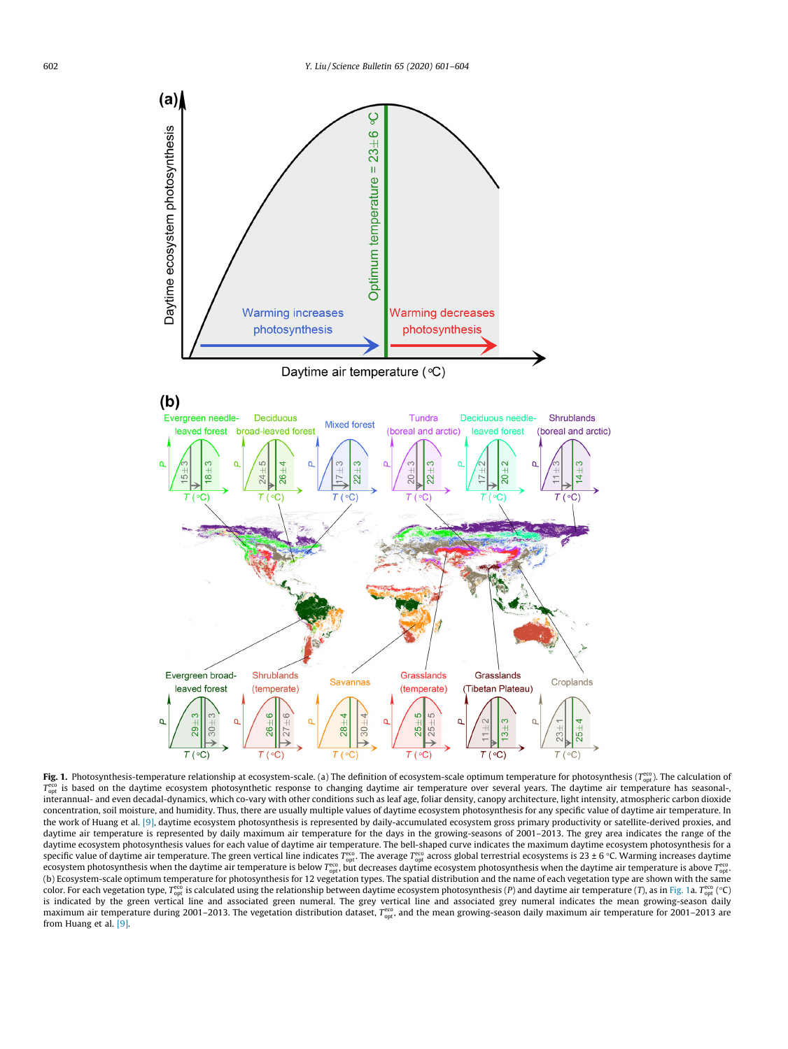**Fig. 1.** Photosynthesis-temperature relationship at ecosystem-scale. (a) The definition of ecosystem-scale optimum temperature for photosynthesis ($T_{opt}^{eco}$). The calculation of $T_{opt}^{eco}$ is based on the daytime ecosystem photosynthetic response to changing daytime air temperature over several years. The daytime air temperature has seasonal-, interannual- and even decadal-dynamics, which co-vary with other conditions such as leaf age, foliar density, canopy architecture, light intensity, atmospheric carbon dioxide concentration, soil moisture, and humidity. Thus, there are usually multiple values of daytime ecosystem photosynthesis for any specific value of daytime air temperature. In the work of Huang et al. [9], daytime ecosystem photosynthesis is represented by daily-accumulated ecosystem gross primary productivity or satellite-derived proxies, and daytime air temperature is represented by daily maximum air temperature for the days in the growing-seasons of 2001–2013. The grey area indicates the range of the daytime ecosystem photosynthesis values for each value of daytime air temperature. The bell-shaped curve indicates the maximum daytime ecosystem photosynthesis for a specific value of daytime air temperature. The green vertical line indicates $T_{opt}^{eco}$. The average $T_{opt}^{eco}$ across global terrestrial ecosystems is 23 ± 6 °C. Warming increases daytime ecosystem photosynthesis when the daytime air temperature is below $T_{opt}^{eco}$, but decreases daytime ecosystem photosynthesis when the daytime air temperature is above $T_{opt}^{eco}$. (b) Ecosystem-scale optimum temperature for photosynthesis for 12 vegetation types. The spatial distribution and the name of each vegetation type are shown with the same color. For each vegetation type, $T_{opt}^{eco}$ is calculated using the relationship between daytime ecosystem photosynthesis ($P$) and daytime air temperature ($T$), as in Fig. 1a. $T_{opt}^{eco}$ (°C) is indicated by the green vertical line and associated green numeral. The grey vertical line and associated grey numeral indicates the mean growing-season daily maximum air temperature during 2001–2013. The vegetation distribution dataset, $T_{opt}^{eco}$, and the mean growing-season daily maximum air temperature for 2001–2013 are from Huang et al. [9].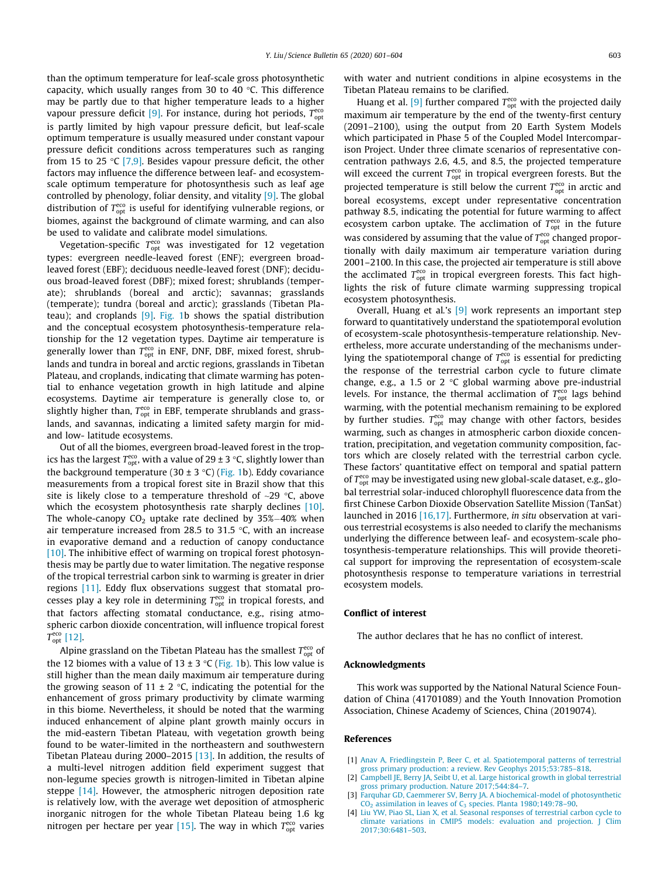than the optimum temperature for leaf-scale gross photosynthetic capacity, which usually ranges from 30 to 40 °C. This difference may be partly due to that higher temperature leads to a higher vapour pressure deficit [9]. For instance, during hot periods, $T_{opt}^{eco}$ is partly limited by high vapour pressure deficit, but leaf-scale optimum temperature is usually measured under constant vapour pressure deficit conditions across temperatures such as ranging from 15 to 25 °C [7,9]. Besides vapour pressure deficit, the other factors may influence the difference between leaf- and ecosystem-scale optimum temperature for photosynthesis such as leaf age controlled by phenology, foliar density, and vitality [9]. The global distribution of $T_{opt}^{eco}$ is useful for identifying vulnerable regions, or biomes, against the background of climate warming, and can also be used to validate and calibrate model simulations.

Vegetation-specific $T_{opt}^{eco}$ was investigated for 12 vegetation types: evergreen needle-leaved forest (ENF); evergreen broad-leaved forest (EBF); deciduous needle-leaved forest (DNF); deciduous broad-leaved forest (DBF); mixed forest; shrublands (temperate); shrublands (boreal and arctic); savannas; grasslands (temperate); tundra (boreal and arctic); grasslands (Tibetan Plateau); and croplands [9]. Fig. 1b shows the spatial distribution and the conceptual ecosystem photosynthesis-temperature relationship for the 12 vegetation types. Daytime air temperature is generally lower than $T_{opt}^{eco}$ in ENF, DNF, DBF, mixed forest, shrublands and tundra in boreal and arctic regions, grasslands in Tibetan Plateau, and croplands, indicating that climate warming has potential to enhance vegetation growth in high latitude and alpine ecosystems. Daytime air temperature is generally close to, or slightly higher than, $T_{opt}^{eco}$ in EBF, temperate shrublands and grasslands, and savannas, indicating a limited safety margin for mid- and low- latitude ecosystems.

Out of all the biomes, evergreen broad-leaved forest in the tropics has the largest $T_{opt}^{eco}$, with a value of 29 ± 3 °C, slightly lower than the background temperature (30 ± 3 °C) (Fig. 1b). Eddy covariance measurements from a tropical forest site in Brazil show that this site is likely close to a temperature threshold of ~29 °C, above which the ecosystem photosynthesis rate sharply declines [10]. The whole-canopy $CO_2$ uptake rate declined by 35%–40% when air temperature increased from 28.5 to 31.5 °C, with an increase in evaporative demand and a reduction of canopy conductance [10]. The inhibitive effect of warming on tropical forest photosynthesis may be partly due to water limitation. The negative response of the tropical terrestrial carbon sink to warming is greater in drier regions [11]. Eddy flux observations suggest that stomatal processes play a key role in determining $T_{opt}^{eco}$ in tropical forests, and that factors affecting stomatal conductance, e.g., rising atmospheric carbon dioxide concentration, will influence tropical forest $T_{opt}^{eco}$ [12].

Alpine grassland on the Tibetan Plateau has the smallest $T_{opt}^{eco}$ of the 12 biomes with a value of 13 ± 3 °C (Fig. 1b). This low value is still higher than the mean daily maximum air temperature during the growing season of 11 ± 2 °C, indicating the potential for the enhancement of gross primary productivity by climate warming in this biome. Nevertheless, it should be noted that the warming induced enhancement of alpine plant growth mainly occurs in the mid-eastern Tibetan Plateau, with vegetation growth being found to be water-limited in the northeastern and southwestern Tibetan Plateau during 2000–2015 [13]. In addition, the results of a multi-level nitrogen addition field experiment suggest that non-legume species growth is nitrogen-limited in Tibetan alpine steppe [14]. However, the atmospheric nitrogen deposition rate is relatively low, with the average wet deposition of atmospheric inorganic nitrogen for the whole Tibetan Plateau being 1.6 kg nitrogen per hectare per year [15]. The way in which $T_{opt}^{eco}$ varies with water and nutrient conditions in alpine ecosystems in the Tibetan Plateau remains to be clarified.

Huang et al. [9] further compared $T_{opt}^{eco}$ with the projected daily maximum air temperature by the end of the twenty-first century (2091–2100), using the output from 20 Earth System Models which participated in Phase 5 of the Coupled Model Intercomparison Project. Under three climate scenarios of representative concentration pathways 2.6, 4.5, and 8.5, the projected temperature will exceed the current $T_{opt}^{eco}$ in tropical evergreen forests. But the projected temperature is still below the current $T_{opt}^{eco}$ in arctic and boreal ecosystems, except under representative concentration pathway 8.5, indicating the potential for future warming to affect ecosystem carbon uptake. The acclimation of $T_{opt}^{eco}$ in the future was considered by assuming that the value of $T_{opt}^{eco}$ changed proportionally with daily maximum air temperature variation during 2001–2100. In this case, the projected air temperature is still above the acclimated $T_{opt}^{eco}$ in tropical evergreen forests. This fact highlights the risk of future climate warming suppressing tropical ecosystem photosynthesis.

Overall, Huang et al.'s [9] work represents an important step forward to quantitatively understand the spatiotemporal evolution of ecosystem-scale photosynthesis-temperature relationship. Nevertheless, more accurate understanding of the mechanisms underlying the spatiotemporal change of $T_{opt}^{eco}$ is essential for predicting the response of the terrestrial carbon cycle to future climate change, e.g., a 1.5 or 2 °C global warming above pre-industrial levels. For instance, the thermal acclimation of $T_{opt}^{eco}$ lags behind warming, with the potential mechanism remaining to be explored by further studies. $T_{opt}^{eco}$ may change with other factors, besides warming, such as changes in atmospheric carbon dioxide concentration, precipitation, and vegetation community composition, factors which are closely related with the terrestrial carbon cycle. These factors' quantitative effect on temporal and spatial pattern of $T_{opt}^{eco}$ may be investigated using new global-scale dataset, e.g., global terrestrial solar-induced chlorophyll fluorescence data from the first Chinese Carbon Dioxide Observation Satellite Mission (TanSat) launched in 2016 [16,17]. Furthermore, *in situ* observation at various terrestrial ecosystems is also needed to clarify the mechanisms underlying the difference between leaf- and ecosystem-scale photosynthesis-temperature relationships. This will provide theoretical support for improving the representation of ecosystem-scale photosynthesis response to temperature variations in terrestrial ecosystem models.

## Conflict of interest

The author declares that he has no conflict of interest.

## Acknowledgments

This work was supported by the National Natural Science Foundation of China (41701089) and the Youth Innovation Promotion Association, Chinese Academy of Sciences, China (2019074).

## References

[1] Anav A, Friedlingstein P, Beer C, et al. Spatiotemporal patterns of terrestrial gross primary production: a review. Rev Geophys 2015;53:785–818.

[2] Campbell JE, Berry JA, Seibt U, et al. Large historical growth in global terrestrial gross primary production. Nature 2017;544:84–7.

[3] Farquhar GD, Caemmerer SV, Berry JA. A biochemical-model of photosynthetic $CO_2$ assimilation in leaves of $C_3$ species. Planta 1980;149:78–90.

[4] Liu YW, Piao SL, Lian X, et al. Seasonal responses of terrestrial carbon cycle to climate variations in CMIP5 models: evaluation and projection. J Clim 2017;30:6481–503.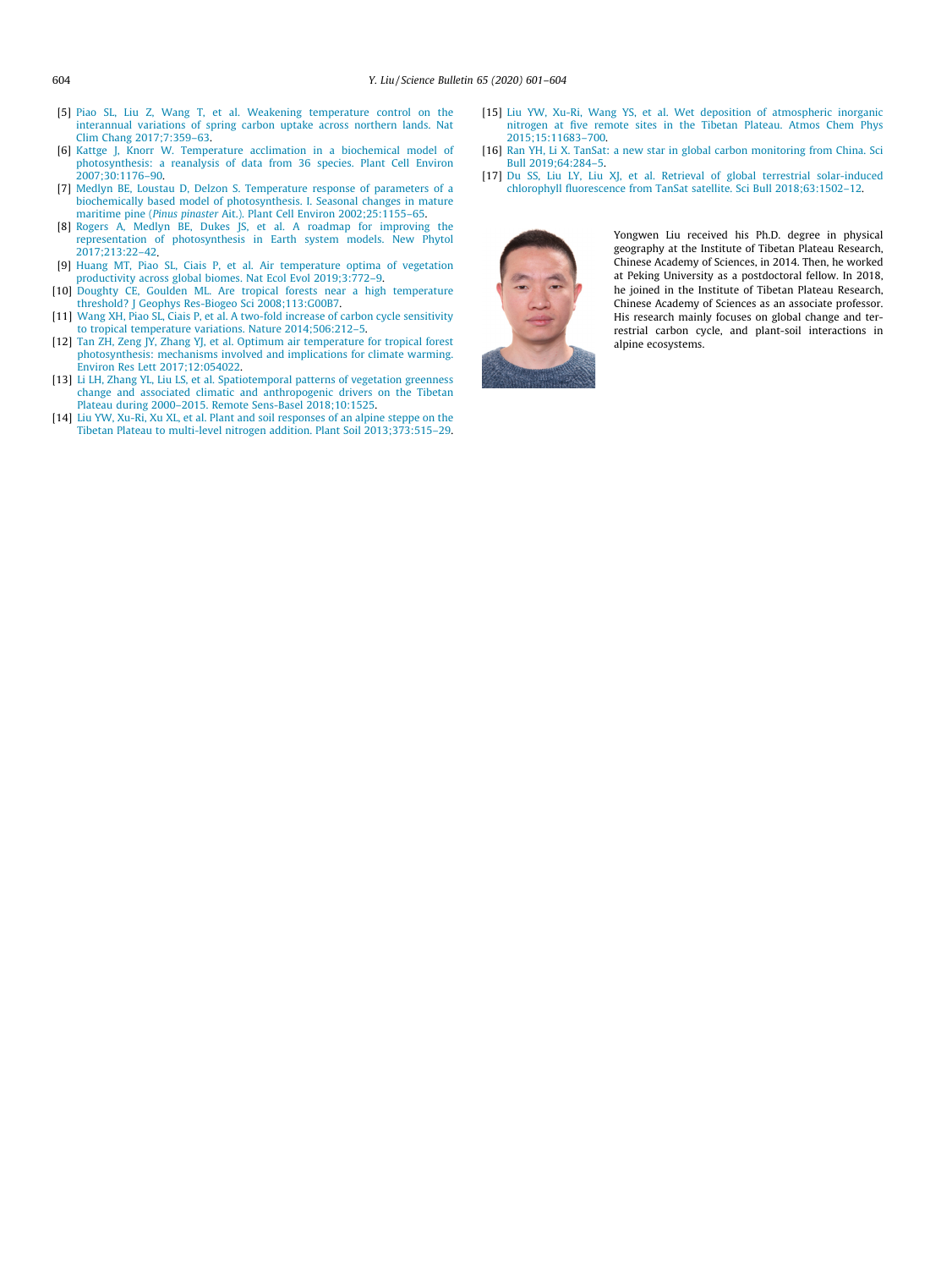[5] Piao SL, Liu Z, Wang T, et al. Weakening temperature control on the interannual variations of spring carbon uptake across northern lands. Nat Clim Chang 2017;7:359–63.

[6] Kattge J, Knorr W. Temperature acclimation in a biochemical model of photosynthesis: a reanalysis of data from 36 species. Plant Cell Environ 2007;30:1176–90.

[7] Medlyn BE, Loustau D, Delzon S. Temperature response of parameters of a biochemically based model of photosynthesis. I. Seasonal changes in mature maritime pine (*Pinus pinaster* Ait.). Plant Cell Environ 2002;25:1155–65.

[8] Rogers A, Medlyn BE, Dukes JS, et al. A roadmap for improving the representation of photosynthesis in Earth system models. New Phytol 2017;213:22–42.

[9] Huang MT, Piao SL, Ciais P, et al. Air temperature optima of vegetation productivity across global biomes. Nat Ecol Evol 2019;3:772–9.

[10] Doughty CE, Goulden ML. Are tropical forests near a high temperature threshold? J Geophys Res-Biogeo Sci 2008;113:G00B7.

[11] Wang XH, Piao SL, Ciais P, et al. A two-fold increase of carbon cycle sensitivity to tropical temperature variations. Nature 2014;506:212–5.

[12] Tan ZH, Zeng JY, Zhang YJ, et al. Optimum air temperature for tropical forest photosynthesis: mechanisms involved and implications for climate warming. Environ Res Lett 2017;12:054022.

[13] Li LH, Zhang YL, Liu LS, et al. Spatiotemporal patterns of vegetation greenness change and associated climatic and anthropogenic drivers on the Tibetan Plateau during 2000–2015. Remote Sens-Basel 2018;10:1525.

[14] Liu YW, Xu-Ri, Xu XL, et al. Plant and soil responses of an alpine steppe on the Tibetan Plateau to multi-level nitrogen addition. Plant Soil 2013;373:515–29.

[15] Liu YW, Xu-Ri, Wang YS, et al. Wet deposition of atmospheric inorganic nitrogen at five remote sites in the Tibetan Plateau. Atmos Chem Phys 2015;15:11683–700.

[16] Ran YH, Li X. TanSat: a new star in global carbon monitoring from China. Sci Bull 2019;64:284–5.

[17] Du SS, Liu LY, Liu XJ, et al. Retrieval of global terrestrial solar-induced chlorophyll fluorescence from TanSat satellite. Sci Bull 2018;63:1502–12.

Yongwen Liu received his Ph.D. degree in physical geography at the Institute of Tibetan Plateau Research, Chinese Academy of Sciences, in 2014. Then, he worked at Peking University as a postdoctoral fellow. In 2018, he joined in the Institute of Tibetan Plateau Research, Chinese Academy of Sciences as an associate professor. His research mainly focuses on global change and terrestrial carbon cycle, and plant-soil interactions in alpine ecosystems.